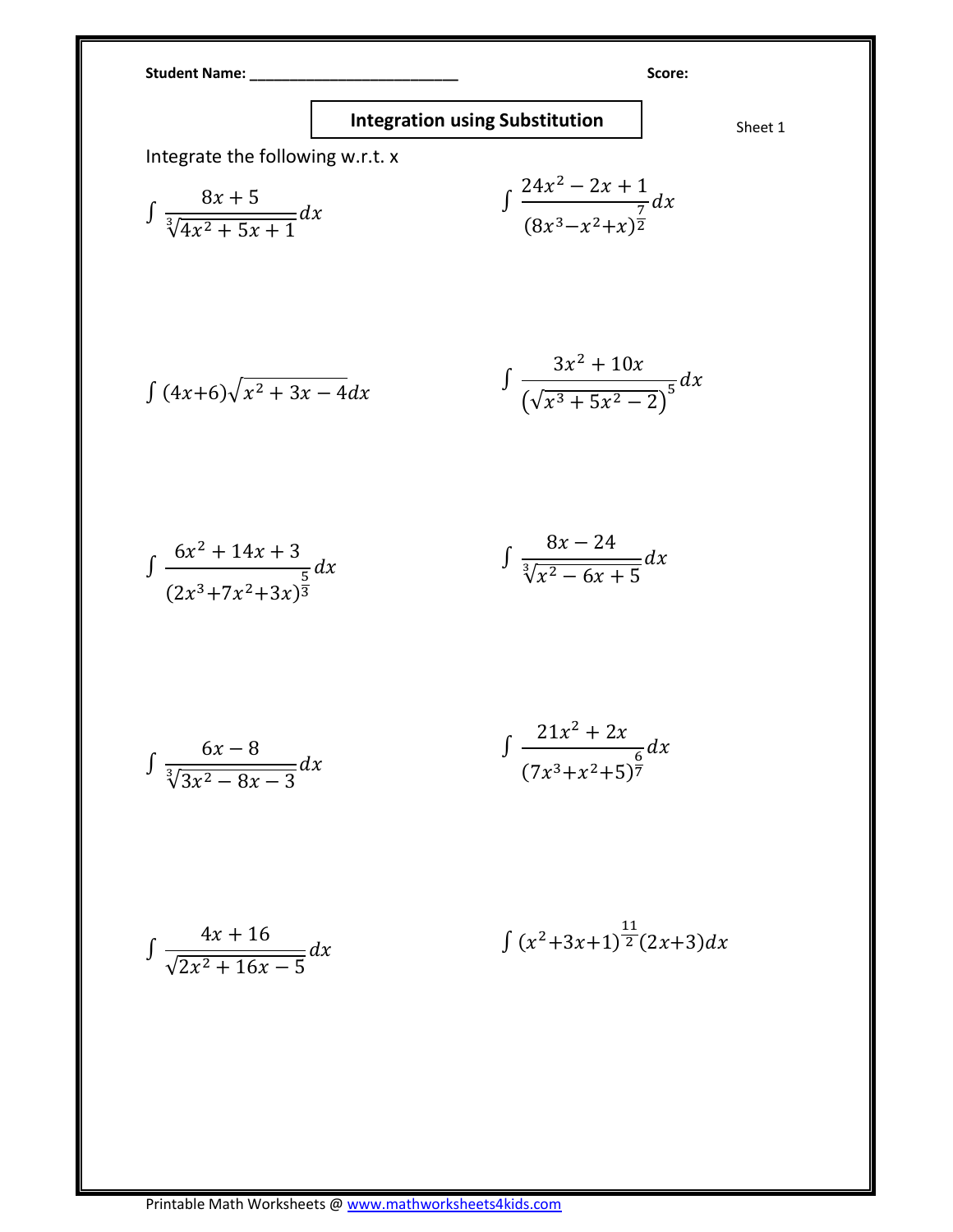Student Name: ___________________________ Score:

# Integration using Substitution

Sheet 1

Integrate the following w.r.t. x

$$\int \frac{8x+5}{\sqrt[3]{4x^2+5x+1}}dx$$

$$\int \frac{24x^2-2x+1}{(8x^3-x^2+x)^{\frac{7}{2}}}dx$$

$$\int (4x+6)\sqrt{x^2+3x-4}dx$$

$$\int \frac{3x^2+10x}{\left(\sqrt{x^3+5x^2-2}\right)^5}dx$$

$$\int \frac{6x^2+14x+3}{(2x^3+7x^2+3x)^{\frac{5}{3}}}dx$$

$$\int \frac{8x-24}{\sqrt[3]{x^2-6x+5}}dx$$

$$\int \frac{6x-8}{\sqrt[3]{3x^2-8x-3}}dx$$

$$\int \frac{21x^2+2x}{(7x^3+x^2+5)^{\frac{6}{7}}}dx$$

$$\int \frac{4x+16}{\sqrt{2x^2+16x-5}}dx$$

$$\int (x^2+3x+1)^{\frac{11}{2}}(2x+3)dx$$

Printable Math Worksheets @ www.mathworksheets4kids.com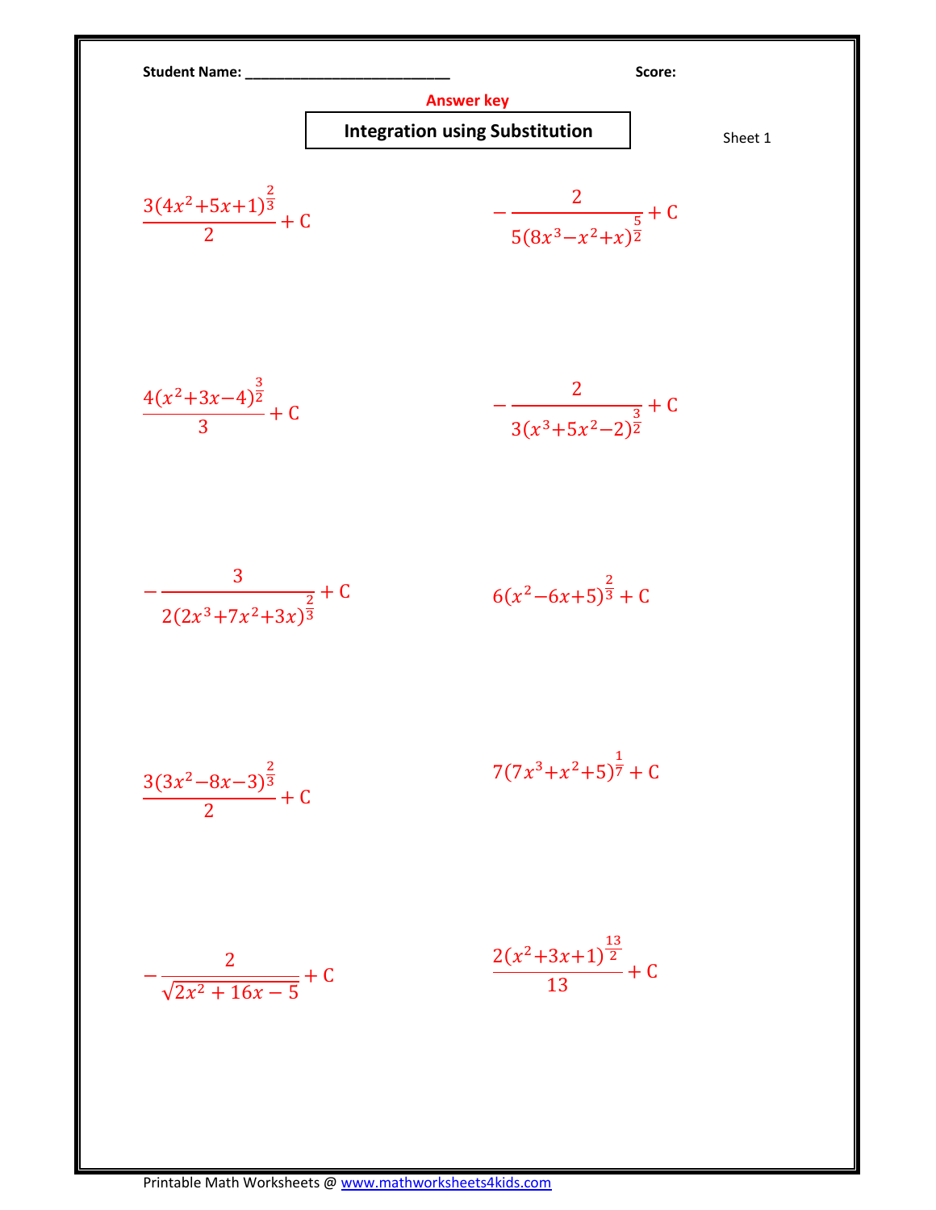Student Name: ___________________________ Score:

**Answer key**

# Integration using Substitution

Sheet 1

$\dfrac{3(4x^2+5x+1)^{\frac{2}{3}}}{2} + C$

$-\dfrac{2}{5(8x^3-x^2+x)^{\frac{5}{2}}} + C$

$\dfrac{4(x^2+3x-4)^{\frac{3}{2}}}{3} + C$

$-\dfrac{2}{3(x^3+5x^2-2)^{\frac{3}{2}}} + C$

$-\dfrac{3}{2(2x^3+7x^2+3x)^{\frac{2}{3}}} + C$

$6(x^2-6x+5)^{\frac{2}{3}} + C$

$\dfrac{3(3x^2-8x-3)^{\frac{2}{3}}}{2} + C$

$7(7x^3+x^2+5)^{\frac{1}{7}} + C$

$-\dfrac{2}{\sqrt{2x^2+16x-5}} + C$

$\dfrac{2(x^2+3x+1)^{\frac{13}{2}}}{13} + C$

Printable Math Worksheets @ www.mathworksheets4kids.com